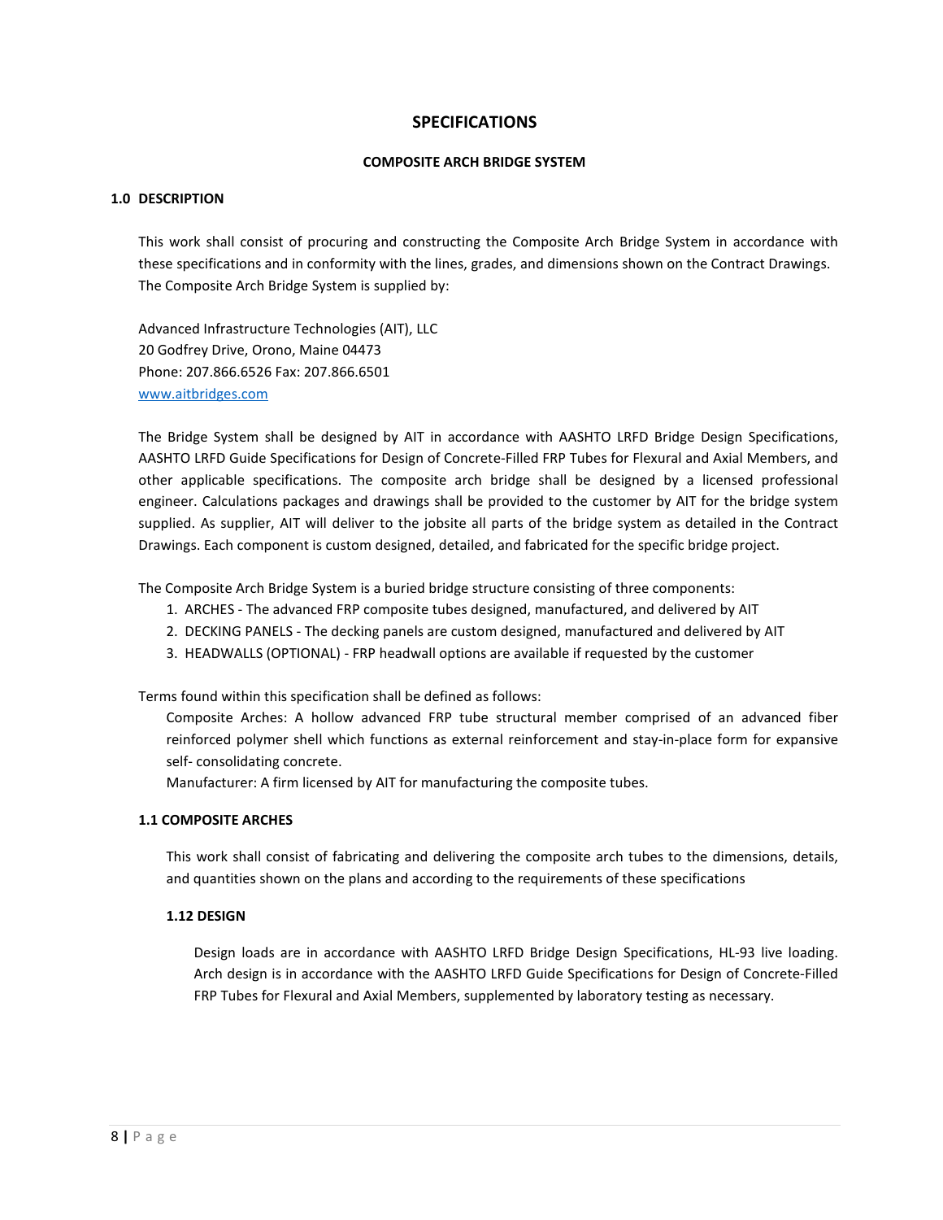# SPECIFICATIONS

## COMPOSITE ARCH BRIDGE SYSTEM

### 1.0 DESCRIPTION

This work shall consist of procuring and constructing the Composite Arch Bridge System in accordance with these specifications and in conformity with the lines, grades, and dimensions shown on the Contract Drawings. The Composite Arch Bridge System is supplied by:

Advanced Infrastructure Technologies (AIT), LLC
20 Godfrey Drive, Orono, Maine 04473
Phone: 207.866.6526 Fax: 207.866.6501
[www.aitbridges.com](http://www.aitbridges.com)

The Bridge System shall be designed by AIT in accordance with AASHTO LRFD Bridge Design Specifications, AASHTO LRFD Guide Specifications for Design of Concrete-Filled FRP Tubes for Flexural and Axial Members, and other applicable specifications. The composite arch bridge shall be designed by a licensed professional engineer. Calculations packages and drawings shall be provided to the customer by AIT for the bridge system supplied. As supplier, AIT will deliver to the jobsite all parts of the bridge system as detailed in the Contract Drawings. Each component is custom designed, detailed, and fabricated for the specific bridge project.

The Composite Arch Bridge System is a buried bridge structure consisting of three components:

1. ARCHES - The advanced FRP composite tubes designed, manufactured, and delivered by AIT
2. DECKING PANELS - The decking panels are custom designed, manufactured and delivered by AIT
3. HEADWALLS (OPTIONAL) - FRP headwall options are available if requested by the customer

Terms found within this specification shall be defined as follows:

Composite Arches: A hollow advanced FRP tube structural member comprised of an advanced fiber reinforced polymer shell which functions as external reinforcement and stay-in-place form for expansive self- consolidating concrete.

Manufacturer: A firm licensed by AIT for manufacturing the composite tubes.

### 1.1 COMPOSITE ARCHES

This work shall consist of fabricating and delivering the composite arch tubes to the dimensions, details, and quantities shown on the plans and according to the requirements of these specifications

#### 1.12 DESIGN

Design loads are in accordance with AASHTO LRFD Bridge Design Specifications, HL-93 live loading. Arch design is in accordance with the AASHTO LRFD Guide Specifications for Design of Concrete-Filled FRP Tubes for Flexural and Axial Members, supplemented by laboratory testing as necessary.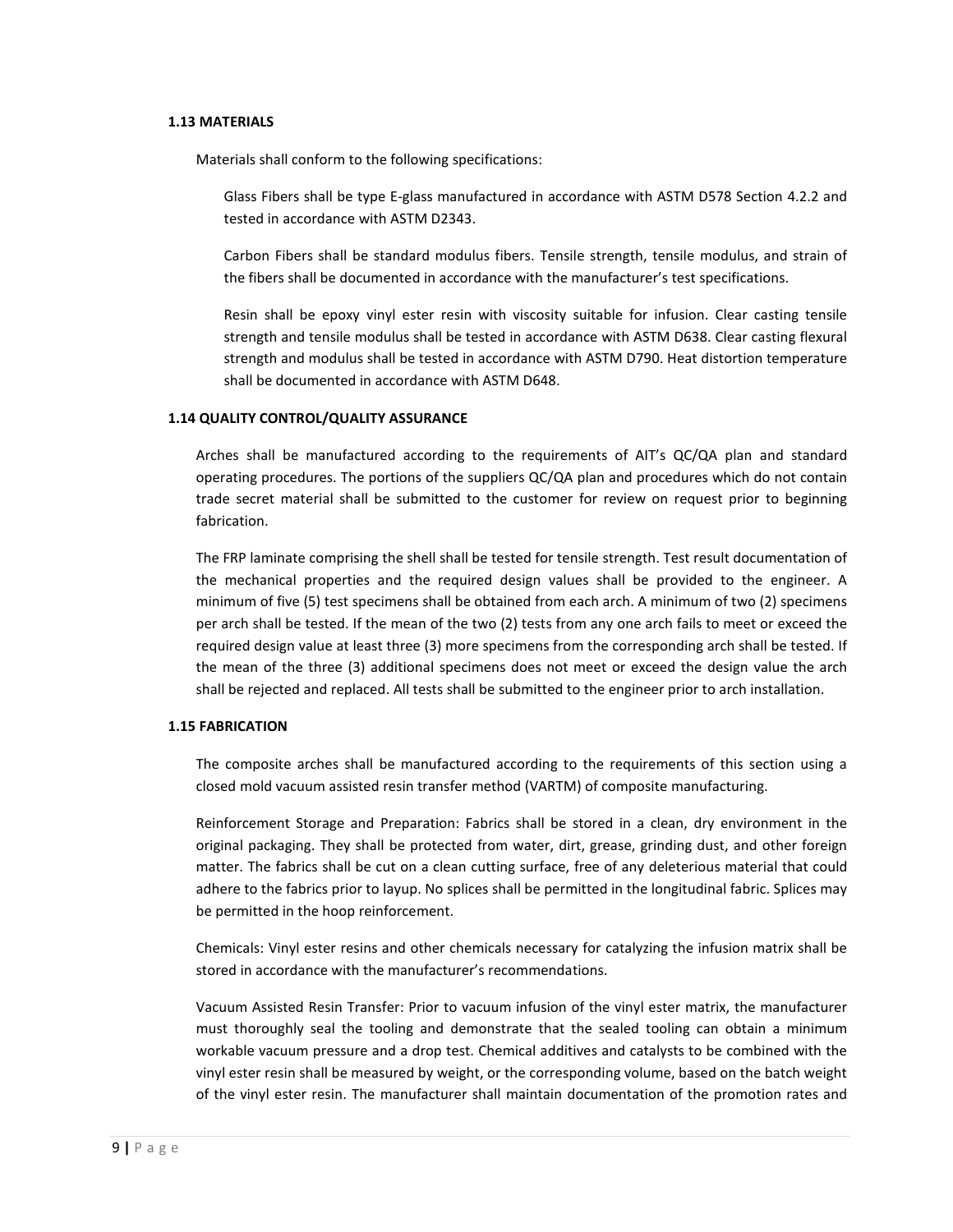### 1.13 MATERIALS

Materials shall conform to the following specifications:

Glass Fibers shall be type E-glass manufactured in accordance with ASTM D578 Section 4.2.2 and tested in accordance with ASTM D2343.

Carbon Fibers shall be standard modulus fibers. Tensile strength, tensile modulus, and strain of the fibers shall be documented in accordance with the manufacturer's test specifications.

Resin shall be epoxy vinyl ester resin with viscosity suitable for infusion. Clear casting tensile strength and tensile modulus shall be tested in accordance with ASTM D638. Clear casting flexural strength and modulus shall be tested in accordance with ASTM D790. Heat distortion temperature shall be documented in accordance with ASTM D648.

### 1.14 QUALITY CONTROL/QUALITY ASSURANCE

Arches shall be manufactured according to the requirements of AIT's QC/QA plan and standard operating procedures. The portions of the suppliers QC/QA plan and procedures which do not contain trade secret material shall be submitted to the customer for review on request prior to beginning fabrication.

The FRP laminate comprising the shell shall be tested for tensile strength. Test result documentation of the mechanical properties and the required design values shall be provided to the engineer. A minimum of five (5) test specimens shall be obtained from each arch. A minimum of two (2) specimens per arch shall be tested. If the mean of the two (2) tests from any one arch fails to meet or exceed the required design value at least three (3) more specimens from the corresponding arch shall be tested. If the mean of the three (3) additional specimens does not meet or exceed the design value the arch shall be rejected and replaced. All tests shall be submitted to the engineer prior to arch installation.

### 1.15 FABRICATION

The composite arches shall be manufactured according to the requirements of this section using a closed mold vacuum assisted resin transfer method (VARTM) of composite manufacturing.

Reinforcement Storage and Preparation: Fabrics shall be stored in a clean, dry environment in the original packaging. They shall be protected from water, dirt, grease, grinding dust, and other foreign matter. The fabrics shall be cut on a clean cutting surface, free of any deleterious material that could adhere to the fabrics prior to layup. No splices shall be permitted in the longitudinal fabric. Splices may be permitted in the hoop reinforcement.

Chemicals: Vinyl ester resins and other chemicals necessary for catalyzing the infusion matrix shall be stored in accordance with the manufacturer's recommendations.

Vacuum Assisted Resin Transfer: Prior to vacuum infusion of the vinyl ester matrix, the manufacturer must thoroughly seal the tooling and demonstrate that the sealed tooling can obtain a minimum workable vacuum pressure and a drop test. Chemical additives and catalysts to be combined with the vinyl ester resin shall be measured by weight, or the corresponding volume, based on the batch weight of the vinyl ester resin. The manufacturer shall maintain documentation of the promotion rates and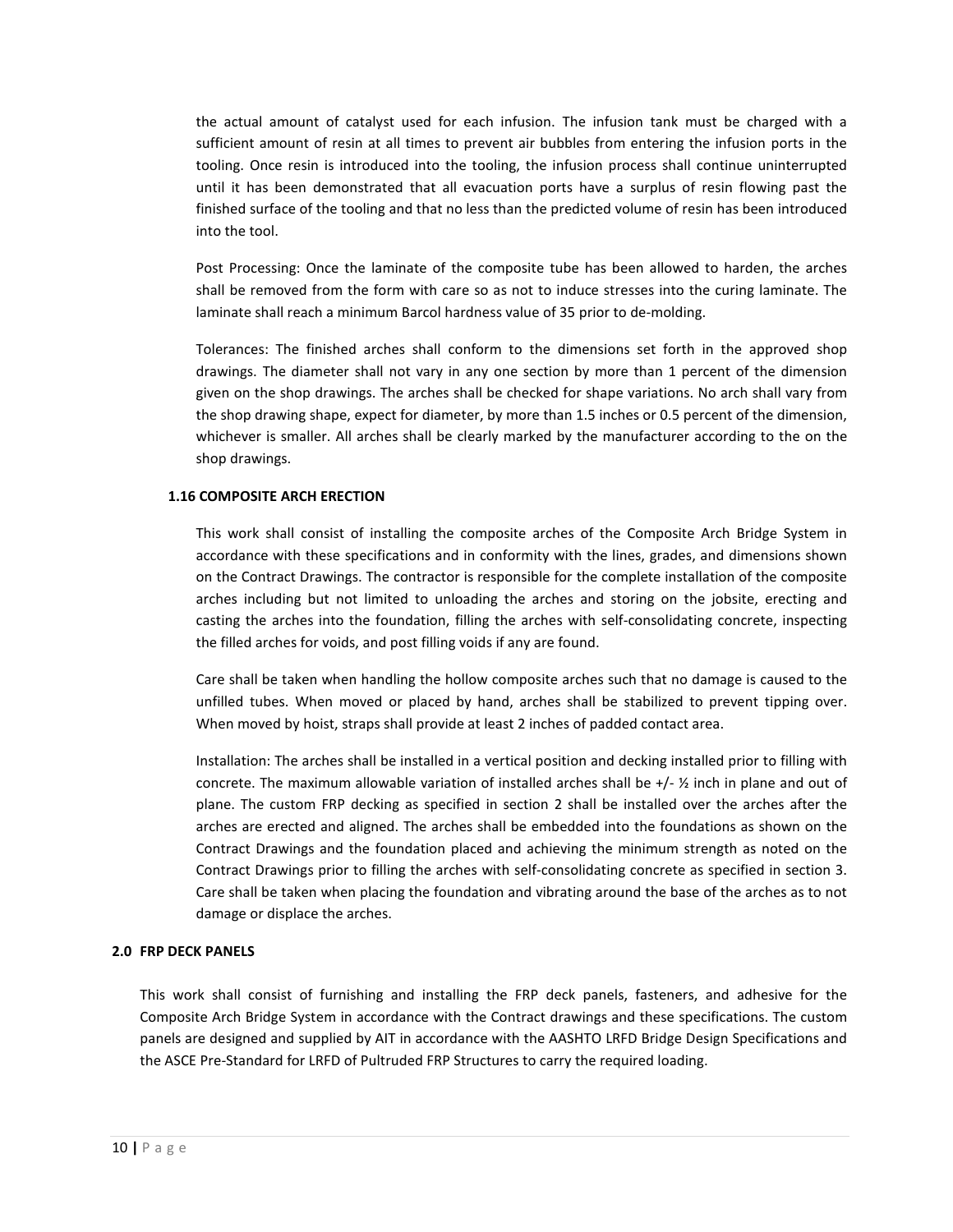the actual amount of catalyst used for each infusion. The infusion tank must be charged with a sufficient amount of resin at all times to prevent air bubbles from entering the infusion ports in the tooling. Once resin is introduced into the tooling, the infusion process shall continue uninterrupted until it has been demonstrated that all evacuation ports have a surplus of resin flowing past the finished surface of the tooling and that no less than the predicted volume of resin has been introduced into the tool.

Post Processing: Once the laminate of the composite tube has been allowed to harden, the arches shall be removed from the form with care so as not to induce stresses into the curing laminate. The laminate shall reach a minimum Barcol hardness value of 35 prior to de-molding.

Tolerances: The finished arches shall conform to the dimensions set forth in the approved shop drawings. The diameter shall not vary in any one section by more than 1 percent of the dimension given on the shop drawings. The arches shall be checked for shape variations. No arch shall vary from the shop drawing shape, expect for diameter, by more than 1.5 inches or 0.5 percent of the dimension, whichever is smaller. All arches shall be clearly marked by the manufacturer according to the on the shop drawings.

### 1.16 COMPOSITE ARCH ERECTION

This work shall consist of installing the composite arches of the Composite Arch Bridge System in accordance with these specifications and in conformity with the lines, grades, and dimensions shown on the Contract Drawings. The contractor is responsible for the complete installation of the composite arches including but not limited to unloading the arches and storing on the jobsite, erecting and casting the arches into the foundation, filling the arches with self-consolidating concrete, inspecting the filled arches for voids, and post filling voids if any are found.

Care shall be taken when handling the hollow composite arches such that no damage is caused to the unfilled tubes. When moved or placed by hand, arches shall be stabilized to prevent tipping over. When moved by hoist, straps shall provide at least 2 inches of padded contact area.

Installation: The arches shall be installed in a vertical position and decking installed prior to filling with concrete. The maximum allowable variation of installed arches shall be +/- ½ inch in plane and out of plane. The custom FRP decking as specified in section 2 shall be installed over the arches after the arches are erected and aligned. The arches shall be embedded into the foundations as shown on the Contract Drawings and the foundation placed and achieving the minimum strength as noted on the Contract Drawings prior to filling the arches with self-consolidating concrete as specified in section 3. Care shall be taken when placing the foundation and vibrating around the base of the arches as to not damage or displace the arches.

## 2.0 FRP DECK PANELS

This work shall consist of furnishing and installing the FRP deck panels, fasteners, and adhesive for the Composite Arch Bridge System in accordance with the Contract drawings and these specifications. The custom panels are designed and supplied by AIT in accordance with the AASHTO LRFD Bridge Design Specifications and the ASCE Pre-Standard for LRFD of Pultruded FRP Structures to carry the required loading.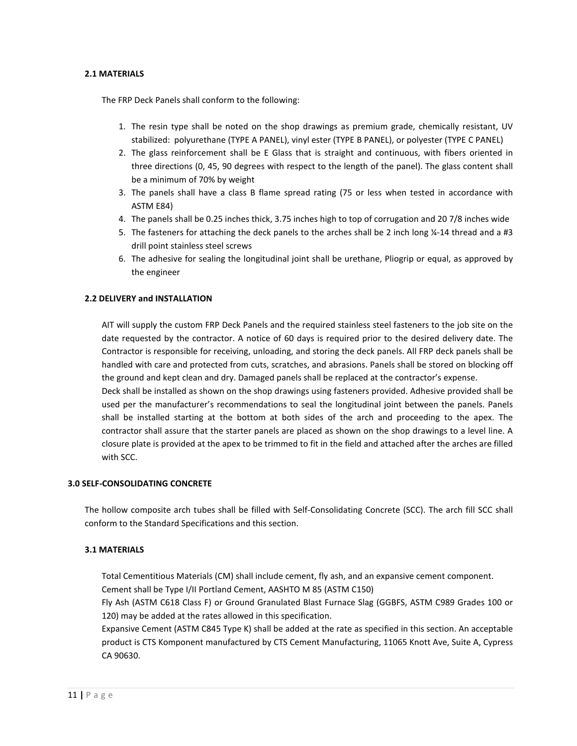### 2.1 MATERIALS

The FRP Deck Panels shall conform to the following:

1. The resin type shall be noted on the shop drawings as premium grade, chemically resistant, UV stabilized: polyurethane (TYPE A PANEL), vinyl ester (TYPE B PANEL), or polyester (TYPE C PANEL)
2. The glass reinforcement shall be E Glass that is straight and continuous, with fibers oriented in three directions (0, 45, 90 degrees with respect to the length of the panel). The glass content shall be a minimum of 70% by weight
3. The panels shall have a class B flame spread rating (75 or less when tested in accordance with ASTM E84)
4. The panels shall be 0.25 inches thick, 3.75 inches high to top of corrugation and 20 7/8 inches wide
5. The fasteners for attaching the deck panels to the arches shall be 2 inch long ¼-14 thread and a #3 drill point stainless steel screws
6. The adhesive for sealing the longitudinal joint shall be urethane, Pliogrip or equal, as approved by the engineer

### 2.2 DELIVERY and INSTALLATION

AIT will supply the custom FRP Deck Panels and the required stainless steel fasteners to the job site on the date requested by the contractor. A notice of 60 days is required prior to the desired delivery date. The Contractor is responsible for receiving, unloading, and storing the deck panels. All FRP deck panels shall be handled with care and protected from cuts, scratches, and abrasions. Panels shall be stored on blocking off the ground and kept clean and dry. Damaged panels shall be replaced at the contractor's expense.

Deck shall be installed as shown on the shop drawings using fasteners provided. Adhesive provided shall be used per the manufacturer's recommendations to seal the longitudinal joint between the panels. Panels shall be installed starting at the bottom at both sides of the arch and proceeding to the apex. The contractor shall assure that the starter panels are placed as shown on the shop drawings to a level line. A closure plate is provided at the apex to be trimmed to fit in the field and attached after the arches are filled with SCC.

## 3.0 SELF-CONSOLIDATING CONCRETE

The hollow composite arch tubes shall be filled with Self-Consolidating Concrete (SCC). The arch fill SCC shall conform to the Standard Specifications and this section.

### 3.1 MATERIALS

Total Cementitious Materials (CM) shall include cement, fly ash, and an expansive cement component.

Cement shall be Type I/II Portland Cement, AASHTO M 85 (ASTM C150)

Fly Ash (ASTM C618 Class F) or Ground Granulated Blast Furnace Slag (GGBFS, ASTM C989 Grades 100 or 120) may be added at the rates allowed in this specification.

Expansive Cement (ASTM C845 Type K) shall be added at the rate as specified in this section. An acceptable product is CTS Komponent manufactured by CTS Cement Manufacturing, 11065 Knott Ave, Suite A, Cypress CA 90630.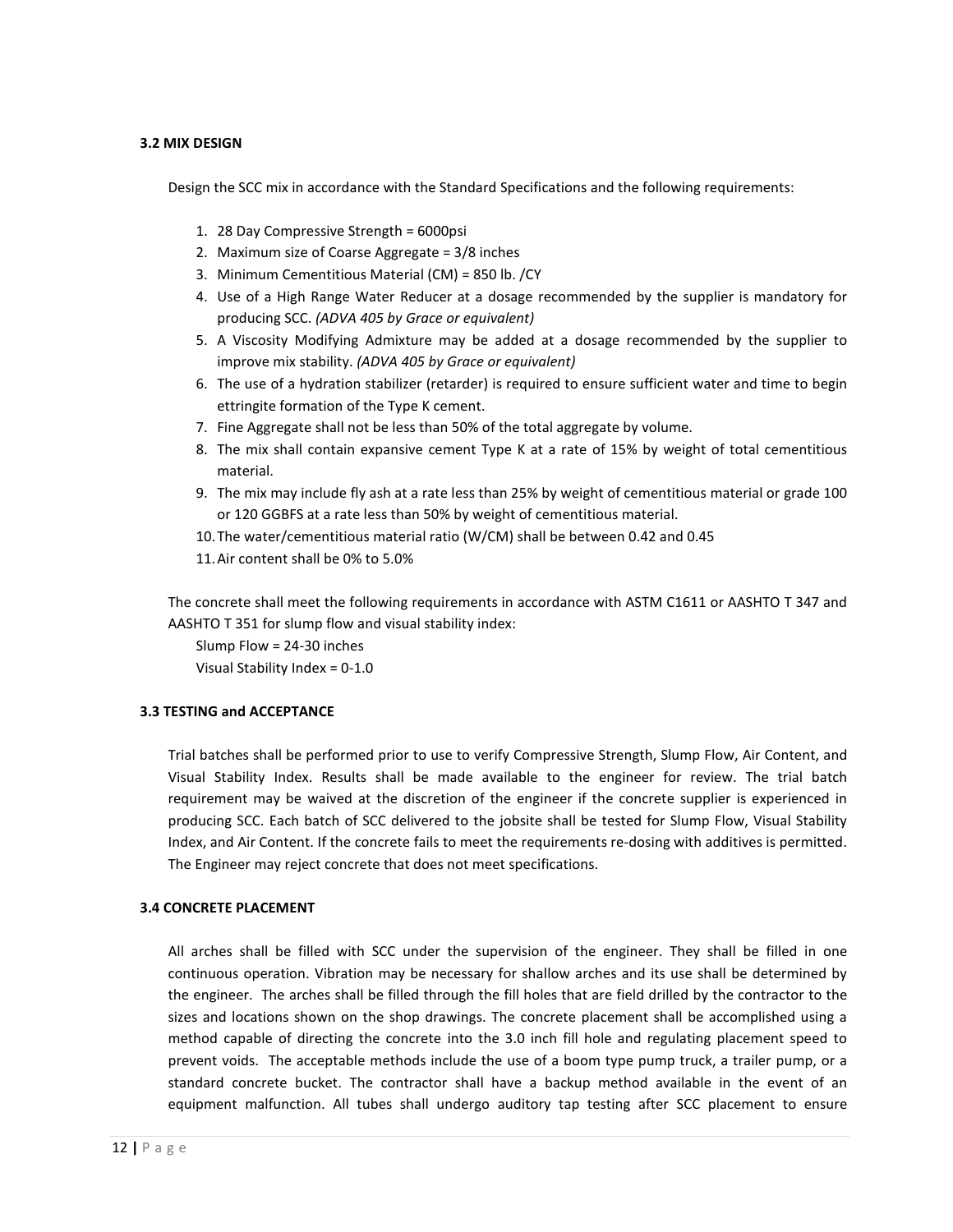### 3.2 MIX DESIGN

Design the SCC mix in accordance with the Standard Specifications and the following requirements:

1. 28 Day Compressive Strength = 6000psi
2. Maximum size of Coarse Aggregate = 3/8 inches
3. Minimum Cementitious Material (CM) = 850 lb. /CY
4. Use of a High Range Water Reducer at a dosage recommended by the supplier is mandatory for producing SCC. *(ADVA 405 by Grace or equivalent)*
5. A Viscosity Modifying Admixture may be added at a dosage recommended by the supplier to improve mix stability. *(ADVA 405 by Grace or equivalent)*
6. The use of a hydration stabilizer (retarder) is required to ensure sufficient water and time to begin ettringite formation of the Type K cement.
7. Fine Aggregate shall not be less than 50% of the total aggregate by volume.
8. The mix shall contain expansive cement Type K at a rate of 15% by weight of total cementitious material.
9. The mix may include fly ash at a rate less than 25% by weight of cementitious material or grade 100 or 120 GGBFS at a rate less than 50% by weight of cementitious material.
10. The water/cementitious material ratio (W/CM) shall be between 0.42 and 0.45
11. Air content shall be 0% to 5.0%

The concrete shall meet the following requirements in accordance with ASTM C1611 or AASHTO T 347 and AASHTO T 351 for slump flow and visual stability index:

Slump Flow = 24-30 inches
Visual Stability Index = 0-1.0

### 3.3 TESTING and ACCEPTANCE

Trial batches shall be performed prior to use to verify Compressive Strength, Slump Flow, Air Content, and Visual Stability Index. Results shall be made available to the engineer for review. The trial batch requirement may be waived at the discretion of the engineer if the concrete supplier is experienced in producing SCC. Each batch of SCC delivered to the jobsite shall be tested for Slump Flow, Visual Stability Index, and Air Content. If the concrete fails to meet the requirements re-dosing with additives is permitted. The Engineer may reject concrete that does not meet specifications.

### 3.4 CONCRETE PLACEMENT

All arches shall be filled with SCC under the supervision of the engineer. They shall be filled in one continuous operation. Vibration may be necessary for shallow arches and its use shall be determined by the engineer. The arches shall be filled through the fill holes that are field drilled by the contractor to the sizes and locations shown on the shop drawings. The concrete placement shall be accomplished using a method capable of directing the concrete into the 3.0 inch fill hole and regulating placement speed to prevent voids. The acceptable methods include the use of a boom type pump truck, a trailer pump, or a standard concrete bucket. The contractor shall have a backup method available in the event of an equipment malfunction. All tubes shall undergo auditory tap testing after SCC placement to ensure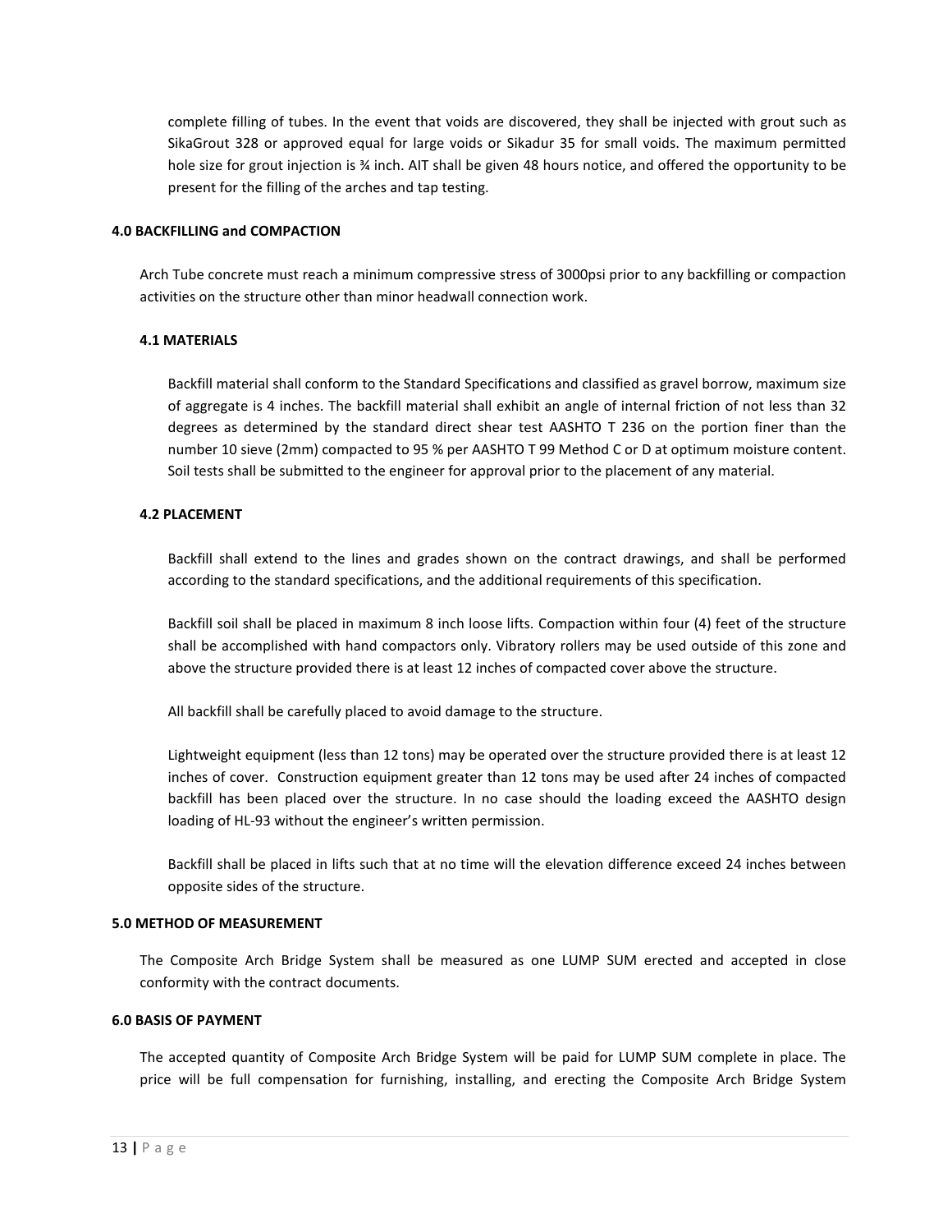complete filling of tubes. In the event that voids are discovered, they shall be injected with grout such as SikaGrout 328 or approved equal for large voids or Sikadur 35 for small voids. The maximum permitted hole size for grout injection is ¾ inch. AIT shall be given 48 hours notice, and offered the opportunity to be present for the filling of the arches and tap testing.

## 4.0 BACKFILLING and COMPACTION

Arch Tube concrete must reach a minimum compressive stress of 3000psi prior to any backfilling or compaction activities on the structure other than minor headwall connection work.

### 4.1 MATERIALS

Backfill material shall conform to the Standard Specifications and classified as gravel borrow, maximum size of aggregate is 4 inches. The backfill material shall exhibit an angle of internal friction of not less than 32 degrees as determined by the standard direct shear test AASHTO T 236 on the portion finer than the number 10 sieve (2mm) compacted to 95 % per AASHTO T 99 Method C or D at optimum moisture content. Soil tests shall be submitted to the engineer for approval prior to the placement of any material.

### 4.2 PLACEMENT

Backfill shall extend to the lines and grades shown on the contract drawings, and shall be performed according to the standard specifications, and the additional requirements of this specification.

Backfill soil shall be placed in maximum 8 inch loose lifts. Compaction within four (4) feet of the structure shall be accomplished with hand compactors only. Vibratory rollers may be used outside of this zone and above the structure provided there is at least 12 inches of compacted cover above the structure.

All backfill shall be carefully placed to avoid damage to the structure.

Lightweight equipment (less than 12 tons) may be operated over the structure provided there is at least 12 inches of cover. Construction equipment greater than 12 tons may be used after 24 inches of compacted backfill has been placed over the structure. In no case should the loading exceed the AASHTO design loading of HL-93 without the engineer's written permission.

Backfill shall be placed in lifts such that at no time will the elevation difference exceed 24 inches between opposite sides of the structure.

## 5.0 METHOD OF MEASUREMENT

The Composite Arch Bridge System shall be measured as one LUMP SUM erected and accepted in close conformity with the contract documents.

## 6.0 BASIS OF PAYMENT

The accepted quantity of Composite Arch Bridge System will be paid for LUMP SUM complete in place. The price will be full compensation for furnishing, installing, and erecting the Composite Arch Bridge System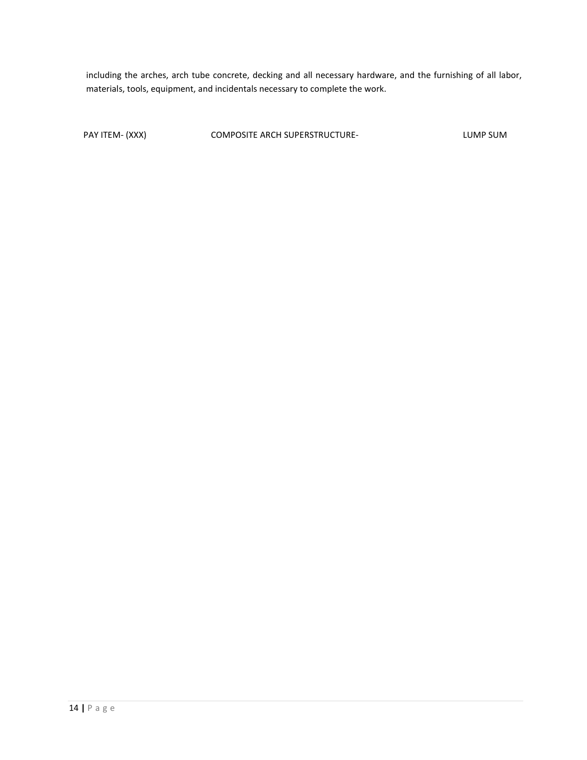including the arches, arch tube concrete, decking and all necessary hardware, and the furnishing of all labor, materials, tools, equipment, and incidentals necessary to complete the work.

| | | |
|---|---|---|
| PAY ITEM- (XXX) | COMPOSITE ARCH SUPERSTRUCTURE- | LUMP SUM |